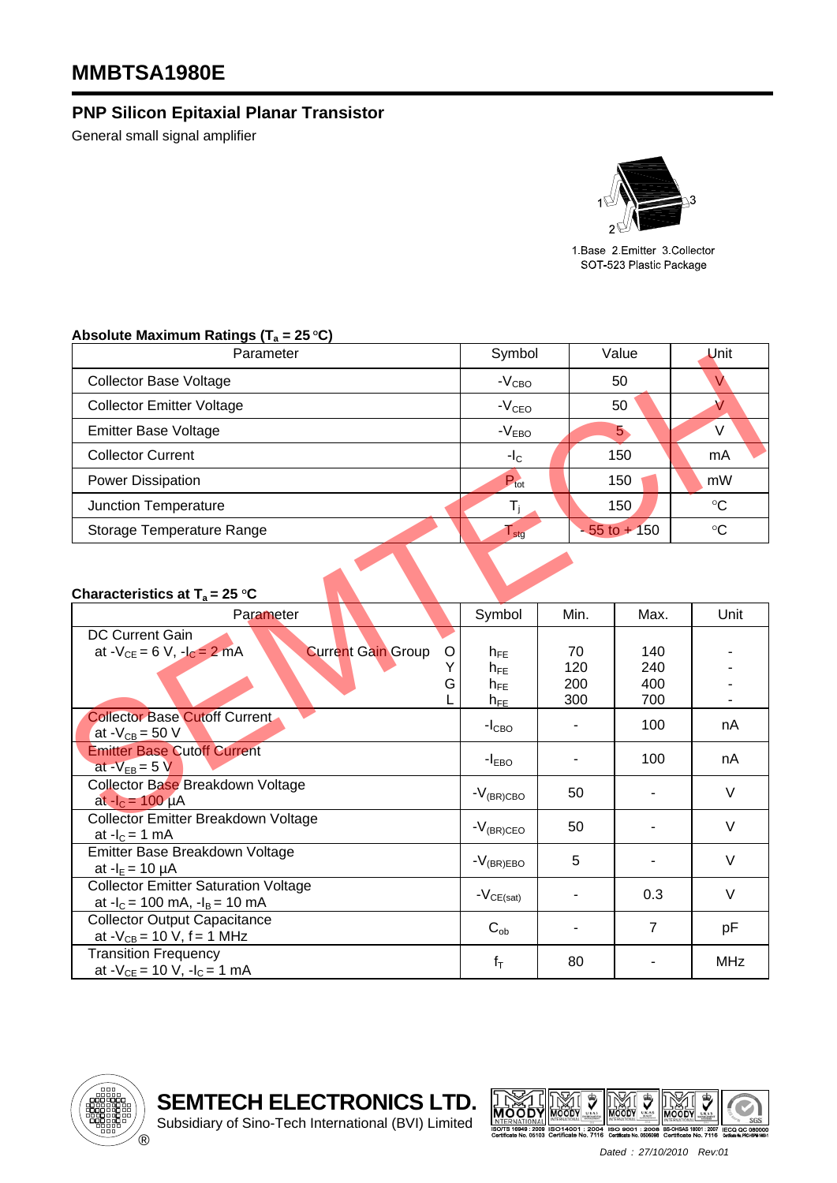# MMBTSA1980E

## PNP Silicon Epitaxial Planar Transistor

General small signal amplifier

1.Base 2.Emitter 3.Collector
SOT-523 Plastic Package

### Absolute Maximum Ratings ($T_a$ = 25 °C)

| Parameter | Symbol | Value | Unit |
|---|---|---|---|
| Collector Base Voltage | $-V_{CBO}$ | 50 | V |
| Collector Emitter Voltage | $-V_{CEO}$ | 50 | V |
| Emitter Base Voltage | $-V_{EBO}$ | 5 | V |
| Collector Current | $-I_C$ | 150 | mA |
| Power Dissipation | $P_{tot}$ | 150 | mW |
| Junction Temperature | $T_j$ | 150 | °C |
| Storage Temperature Range | $T_{stg}$ | - 55 to + 150 | °C |

### Characteristics at $T_a$ = 25 °C

| Parameter | Symbol | Min. | Max. | Unit |
|---|---|---|---|---|
| DC Current Gain at $-V_{CE}$ = 6 V, $-I_C$ = 2 mA, Current Gain Group O | $h_{FE}$ | 70 | 140 | - |
| Y | $h_{FE}$ | 120 | 240 | - |
| G | $h_{FE}$ | 200 | 400 | - |
| L | $h_{FE}$ | 300 | 700 | - |
| Collector Base Cutoff Current at $-V_{CB}$ = 50 V | $-I_{CBO}$ | - | 100 | nA |
| Emitter Base Cutoff Current at $-V_{EB}$ = 5 V | $-I_{EBO}$ | - | 100 | nA |
| Collector Base Breakdown Voltage at $-I_C$ = 100 µA | $-V_{(BR)CBO}$ | 50 | - | V |
| Collector Emitter Breakdown Voltage at $-I_C$ = 1 mA | $-V_{(BR)CEO}$ | 50 | - | V |
| Emitter Base Breakdown Voltage at $-I_E$ = 10 µA | $-V_{(BR)EBO}$ | 5 | - | V |
| Collector Emitter Saturation Voltage at $-I_C$ = 100 mA, $-I_B$ = 10 mA | $-V_{CE(sat)}$ | - | 0.3 | V |
| Collector Output Capacitance at $-V_{CB}$ = 10 V, f = 1 MHz | $C_{ob}$ | - | 7 | pF |
| Transition Frequency at $-V_{CE}$ = 10 V, $-I_C$ = 1 mA | $f_T$ | 80 | - | MHz |

**SEMTECH ELECTRONICS LTD.**
Subsidiary of Sino-Tech International (BVI) Limited

ISO/TS 16949 : 2009 Certificate No. 05103 | ISO14001 : 2004 Certificate No. 7116 | ISO 9001 : 2008 Certificate No. 0506098 | BS-OHSAS 18001 : 2007 Certificate No. 7116 | IECQ QC 080000

*Dated : 27/10/2010 Rev:01*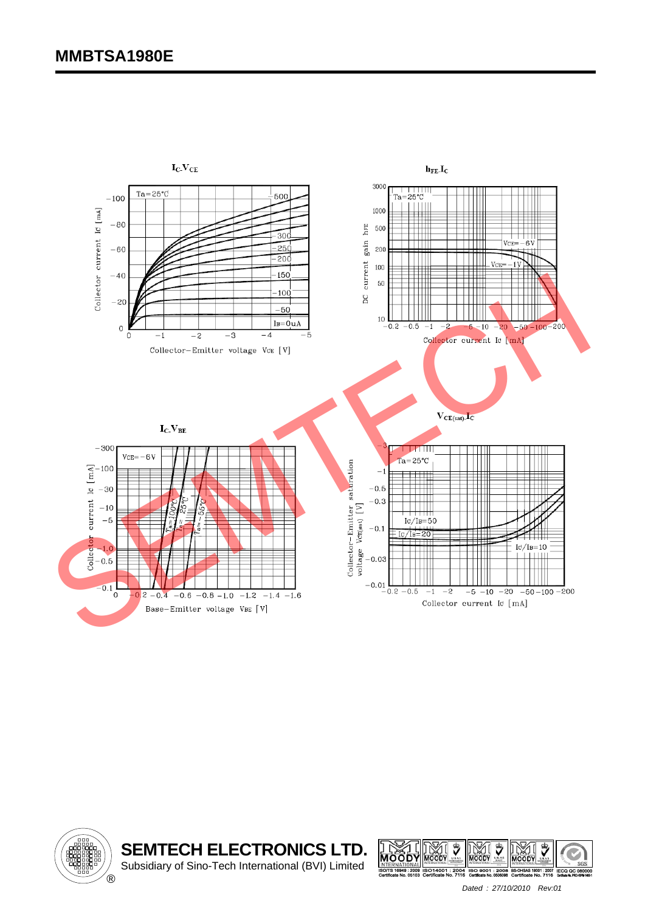# MMBTSA1980E

**$I_C$-$V_{CE}$**

Ta=25°C

-100
-80
-60
-40
-20
0

0 -1 -2 -3 -4 -5

-500
-300
-250
-200
-150
-100
-50
IB=0uA

Collector current Ic [mA]

Collector-Emitter voltage VCE [V]

**$h_{FE}$-$I_C$**

Ta=25°C

3000
1000
500
200
100
50
10

VCE=-6V
VCE=-1V

DC current gain hFE

-0.2 -0.5 -1 -2 -5 -10 -20 -50 -100 -200

Collector current Ic [mA]

**$I_C$-$V_{BE}$**

VCE=-6V

-300
-100
-30
-10
-5
-1.0
-0.5
-0.1

Ta=100°C
Ta=25°C
Ta=-55°C

Collector current Ic [mA]

0 -0.2 -0.4 -0.6 -0.8 -1.0 -1.2 -1.4 -1.6

Base-Emitter voltage VBE [V]

**$V_{CE(sat)}$-$I_C$**

Ta=25°C

-3
-1
-0.5
-0.3
-0.1
-0.03
-0.01

Ic/IB=50
Ic/IB=20
Ic/IB=10

Collector-Emitter saturation voltage VCE(sat) [V]

-0.2 -0.5 -1 -2 -5 -10 -20 -50 -100 -200

Collector current Ic [mA]

**SEMTECH ELECTRONICS LTD.**
Subsidiary of Sino-Tech International (BVI) Limited

ISO/TS 16949 : 2009 Certificate No. 05103 | ISO14001 : 2004 Certificate No. 7116 | ISO 9001 : 2008 Certificate No. 0505098 | BS-OHSAS 18001 : 2007 Certificate No. 7116 | IECQ QC 080000

*Dated : 27/10/2010 Rev:01*